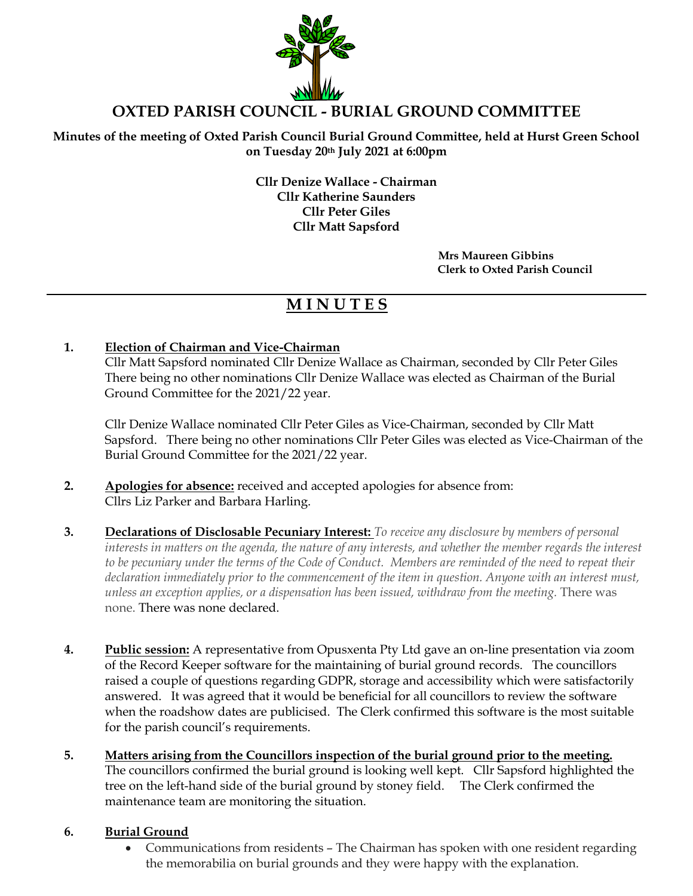# OXTED PARISH COUNCIL - BURIAL GROUND COMMITTEE

**Minutes of the meeting of Oxted Parish Council Burial Ground Committee, held at Hurst Green School on Tuesday 20th July 2021 at 6:00pm**

**Cllr Denize Wallace - Chairman**
**Cllr Katherine Saunders**
**Cllr Peter Giles**
**Cllr Matt Sapsford**

**Mrs Maureen Gibbins**
**Clerk to Oxted Parish Council**

---

## M I N U T E S

**1. Election of Chairman and Vice-Chairman**

Cllr Matt Sapsford nominated Cllr Denize Wallace as Chairman, seconded by Cllr Peter Giles There being no other nominations Cllr Denize Wallace was elected as Chairman of the Burial Ground Committee for the 2021/22 year.

Cllr Denize Wallace nominated Cllr Peter Giles as Vice-Chairman, seconded by Cllr Matt Sapsford. There being no other nominations Cllr Peter Giles was elected as Vice-Chairman of the Burial Ground Committee for the 2021/22 year.

**2. Apologies for absence:** received and accepted apologies for absence from: Cllrs Liz Parker and Barbara Harling.

**3. Declarations of Disclosable Pecuniary Interest:** *To receive any disclosure by members of personal interests in matters on the agenda, the nature of any interests, and whether the member regards the interest to be pecuniary under the terms of the Code of Conduct. Members are reminded of the need to repeat their declaration immediately prior to the commencement of the item in question. Anyone with an interest must, unless an exception applies, or a dispensation has been issued, withdraw from the meeting.* There was none. There was none declared.

**4. Public session:** A representative from Opusxenta Pty Ltd gave an on-line presentation via zoom of the Record Keeper software for the maintaining of burial ground records. The councillors raised a couple of questions regarding GDPR, storage and accessibility which were satisfactorily answered. It was agreed that it would be beneficial for all councillors to review the software when the roadshow dates are publicised. The Clerk confirmed this software is the most suitable for the parish council's requirements.

**5. Matters arising from the Councillors inspection of the burial ground prior to the meeting.**

The councillors confirmed the burial ground is looking well kept. Cllr Sapsford highlighted the tree on the left-hand side of the burial ground by stoney field. The Clerk confirmed the maintenance team are monitoring the situation.

**6. Burial Ground**

- Communications from residents – The Chairman has spoken with one resident regarding the memorabilia on burial grounds and they were happy with the explanation.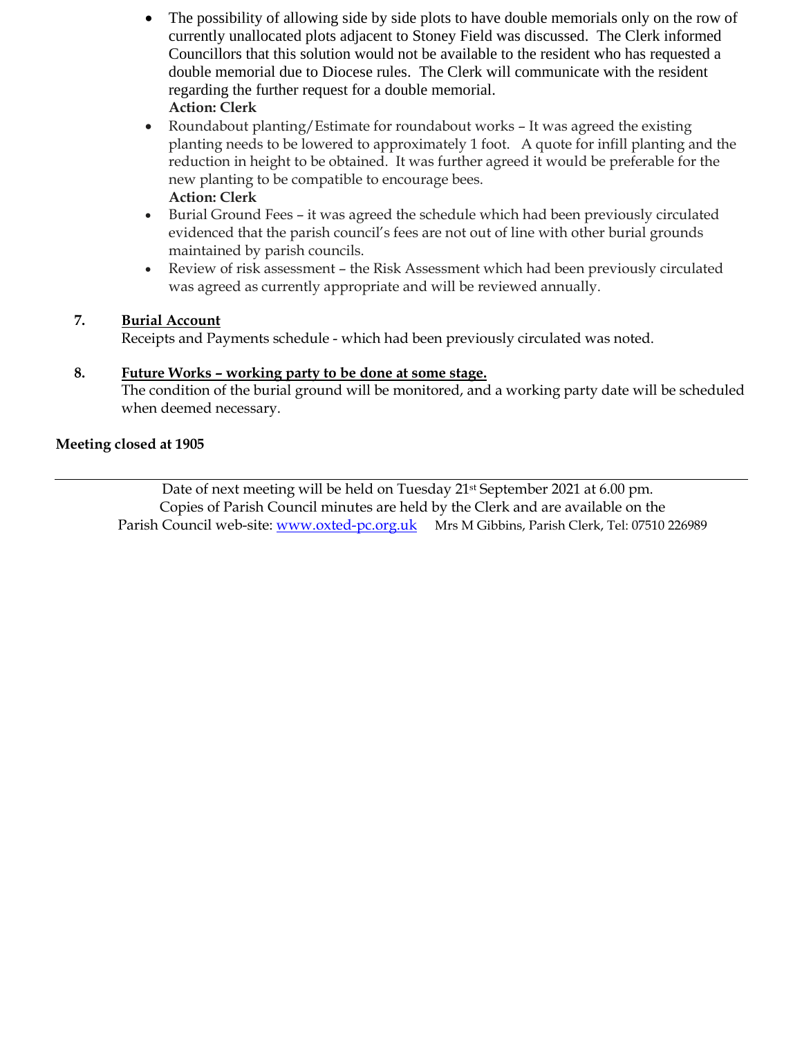- The possibility of allowing side by side plots to have double memorials only on the row of currently unallocated plots adjacent to Stoney Field was discussed. The Clerk informed Councillors that this solution would not be available to the resident who has requested a double memorial due to Diocese rules. The Clerk will communicate with the resident regarding the further request for a double memorial.
  **Action: Clerk**
- Roundabout planting/Estimate for roundabout works – It was agreed the existing planting needs to be lowered to approximately 1 foot. A quote for infill planting and the reduction in height to be obtained. It was further agreed it would be preferable for the new planting to be compatible to encourage bees.
  **Action: Clerk**
- Burial Ground Fees – it was agreed the schedule which had been previously circulated evidenced that the parish council's fees are not out of line with other burial grounds maintained by parish councils.
- Review of risk assessment – the Risk Assessment which had been previously circulated was agreed as currently appropriate and will be reviewed annually.

**7. Burial Account**

Receipts and Payments schedule - which had been previously circulated was noted.

**8. Future Works – working party to be done at some stage.**

The condition of the burial ground will be monitored, and a working party date will be scheduled when deemed necessary.

**Meeting closed at 1905**

---

Date of next meeting will be held on Tuesday 21st September 2021 at 6.00 pm.
Copies of Parish Council minutes are held by the Clerk and are available on the Parish Council web-site: [www.oxted-pc.org.uk](http://www.oxted-pc.org.uk) Mrs M Gibbins, Parish Clerk, Tel: 07510 226989